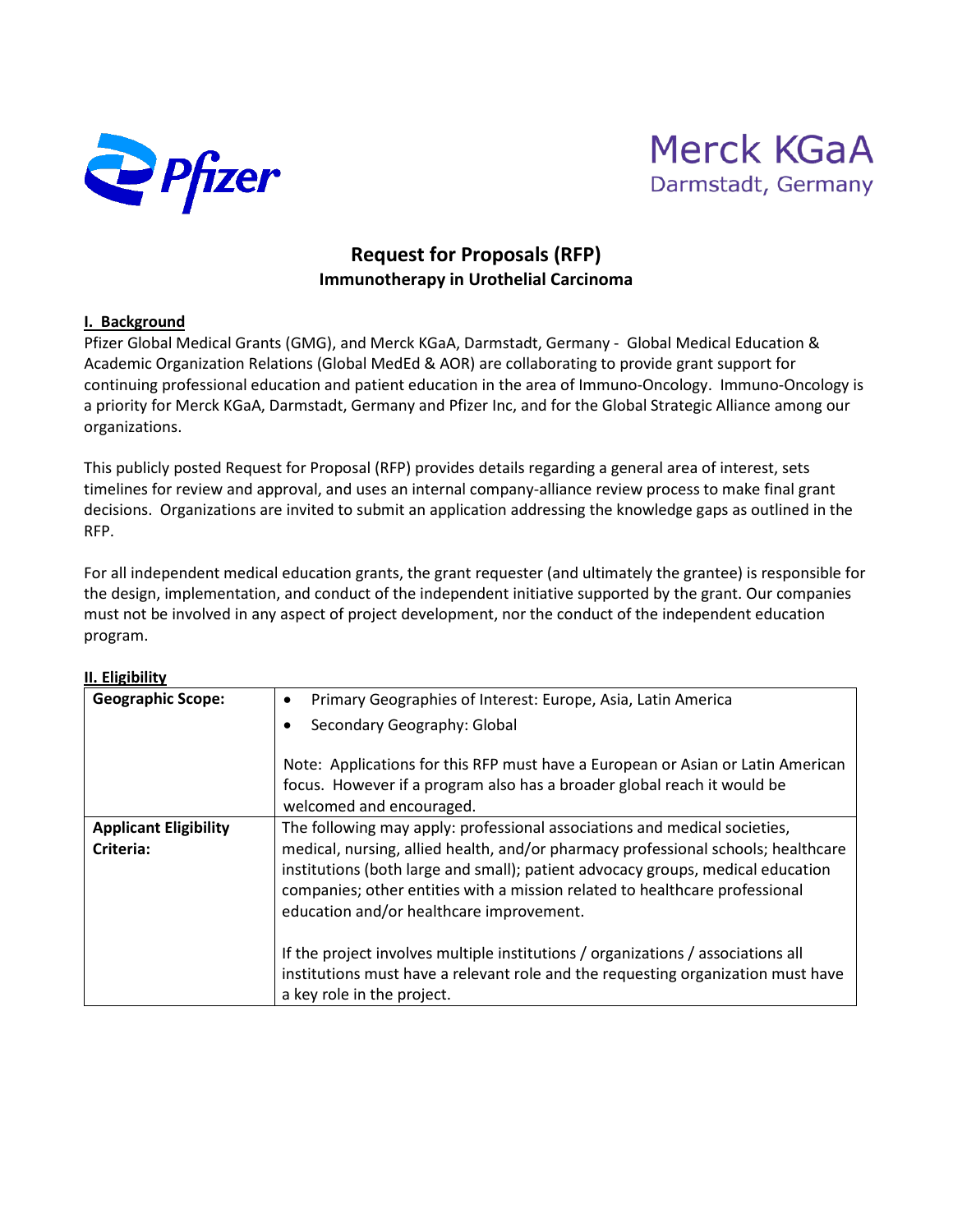Pfizer

Merck KGaA
Darmstadt, Germany

# Request for Proposals (RFP)

## Immunotherapy in Urothelial Carcinoma

### I. Background

Pfizer Global Medical Grants (GMG), and Merck KGaA, Darmstadt, Germany - Global Medical Education & Academic Organization Relations (Global MedEd & AOR) are collaborating to provide grant support for continuing professional education and patient education in the area of Immuno-Oncology. Immuno-Oncology is a priority for Merck KGaA, Darmstadt, Germany and Pfizer Inc, and for the Global Strategic Alliance among our organizations.

This publicly posted Request for Proposal (RFP) provides details regarding a general area of interest, sets timelines for review and approval, and uses an internal company-alliance review process to make final grant decisions. Organizations are invited to submit an application addressing the knowledge gaps as outlined in the RFP.

For all independent medical education grants, the grant requester (and ultimately the grantee) is responsible for the design, implementation, and conduct of the independent initiative supported by the grant. Our companies must not be involved in any aspect of project development, nor the conduct of the independent education program.

### II. Eligibility

| | |
|---|---|
| **Geographic Scope:** | • Primary Geographies of Interest: Europe, Asia, Latin America<br>• Secondary Geography: Global<br><br>Note: Applications for this RFP must have a European or Asian or Latin American focus. However if a program also has a broader global reach it would be welcomed and encouraged. |
| **Applicant Eligibility Criteria:** | The following may apply: professional associations and medical societies, medical, nursing, allied health, and/or pharmacy professional schools; healthcare institutions (both large and small); patient advocacy groups, medical education companies; other entities with a mission related to healthcare professional education and/or healthcare improvement.<br><br>If the project involves multiple institutions / organizations / associations all institutions must have a relevant role and the requesting organization must have a key role in the project. |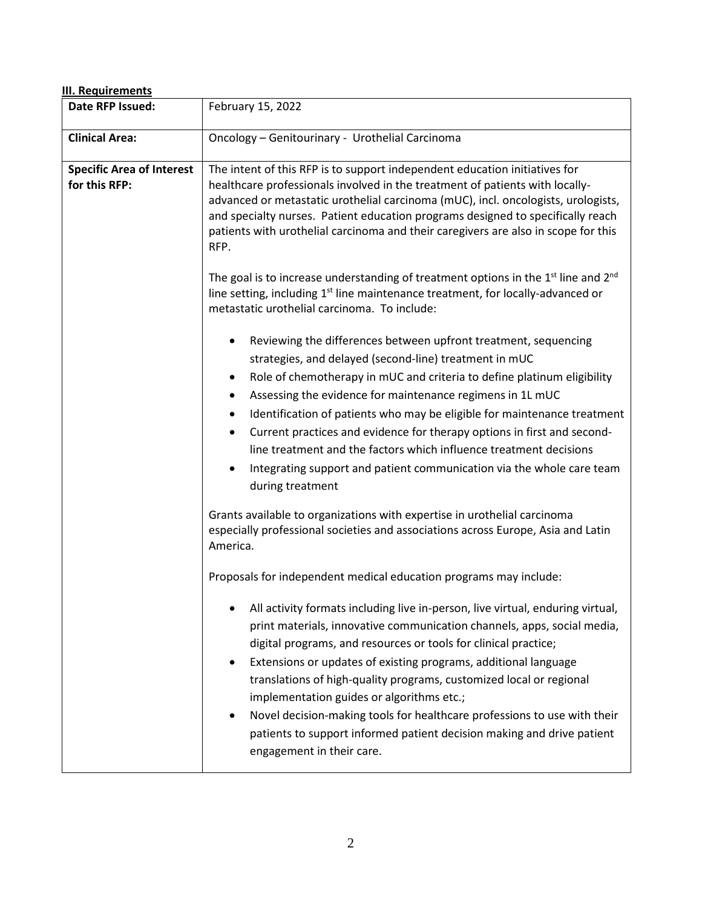**III. Requirements**

| Date RFP Issued: | February 15, 2022 |
|---|---|
| **Clinical Area:** | Oncology – Genitourinary - Urothelial Carcinoma |
| **Specific Area of Interest for this RFP:** | The intent of this RFP is to support independent education initiatives for healthcare professionals involved in the treatment of patients with locally-advanced or metastatic urothelial carcinoma (mUC), incl. oncologists, urologists, and specialty nurses. Patient education programs designed to specifically reach patients with urothelial carcinoma and their caregivers are also in scope for this RFP.<br><br>The goal is to increase understanding of treatment options in the 1st line and 2nd line setting, including 1st line maintenance treatment, for locally-advanced or metastatic urothelial carcinoma. To include:<br><br>• Reviewing the differences between upfront treatment, sequencing strategies, and delayed (second-line) treatment in mUC<br>• Role of chemotherapy in mUC and criteria to define platinum eligibility<br>• Assessing the evidence for maintenance regimens in 1L mUC<br>• Identification of patients who may be eligible for maintenance treatment<br>• Current practices and evidence for therapy options in first and second-line treatment and the factors which influence treatment decisions<br>• Integrating support and patient communication via the whole care team during treatment<br><br>Grants available to organizations with expertise in urothelial carcinoma especially professional societies and associations across Europe, Asia and Latin America.<br><br>Proposals for independent medical education programs may include:<br><br>• All activity formats including live in-person, live virtual, enduring virtual, print materials, innovative communication channels, apps, social media, digital programs, and resources or tools for clinical practice;<br>• Extensions or updates of existing programs, additional language translations of high-quality programs, customized local or regional implementation guides or algorithms etc.;<br>• Novel decision-making tools for healthcare professions to use with their patients to support informed patient decision making and drive patient engagement in their care. |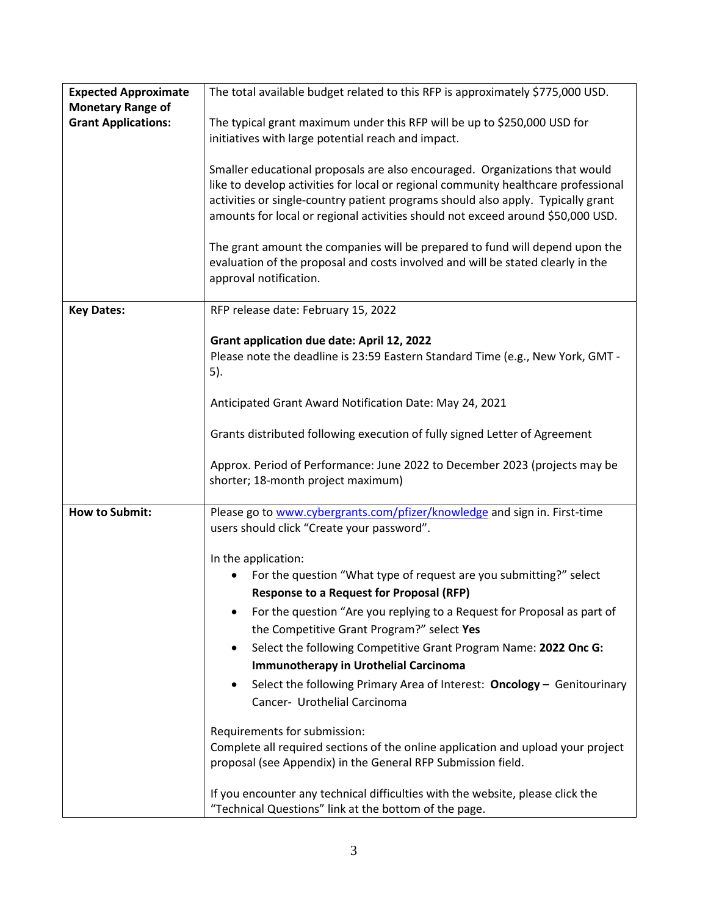| | |
|---|---|
| **Expected Approximate Monetary Range of Grant Applications:** | The total available budget related to this RFP is approximately $775,000 USD.<br><br>The typical grant maximum under this RFP will be up to $250,000 USD for initiatives with large potential reach and impact.<br><br>Smaller educational proposals are also encouraged. Organizations that would like to develop activities for local or regional community healthcare professional activities or single-country patient programs should also apply. Typically grant amounts for local or regional activities should not exceed around $50,000 USD.<br><br>The grant amount the companies will be prepared to fund will depend upon the evaluation of the proposal and costs involved and will be stated clearly in the approval notification. |
| **Key Dates:** | RFP release date: February 15, 2022<br><br>**Grant application due date: April 12, 2022**<br>Please note the deadline is 23:59 Eastern Standard Time (e.g., New York, GMT -5).<br><br>Anticipated Grant Award Notification Date: May 24, 2021<br><br>Grants distributed following execution of fully signed Letter of Agreement<br><br>Approx. Period of Performance: June 2022 to December 2023 (projects may be shorter; 18-month project maximum) |
| **How to Submit:** | Please go to [www.cybergrants.com/pfizer/knowledge](www.cybergrants.com/pfizer/knowledge) and sign in. First-time users should click "Create your password".<br><br>In the application:<br>• For the question "What type of request are you submitting?" select **Response to a Request for Proposal (RFP)**<br>• For the question "Are you replying to a Request for Proposal as part of the Competitive Grant Program?" select **Yes**<br>• Select the following Competitive Grant Program Name: **2022 Onc G: Immunotherapy in Urothelial Carcinoma**<br>• Select the following Primary Area of Interest: **Oncology –** Genitourinary Cancer- Urothelial Carcinoma<br><br>Requirements for submission:<br>Complete all required sections of the online application and upload your project proposal (see Appendix) in the General RFP Submission field.<br><br>If you encounter any technical difficulties with the website, please click the "Technical Questions" link at the bottom of the page. |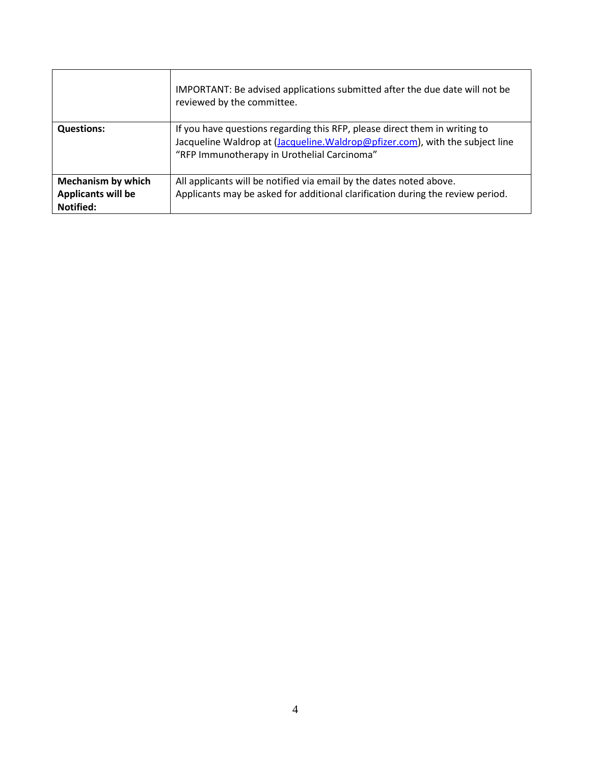|  |  |
|---|---|
|  | IMPORTANT: Be advised applications submitted after the due date will not be reviewed by the committee. |
| **Questions:** | If you have questions regarding this RFP, please direct them in writing to Jacqueline Waldrop at (Jacqueline.Waldrop@pfizer.com), with the subject line "RFP Immunotherapy in Urothelial Carcinoma" |
| **Mechanism by which Applicants will be Notified:** | All applicants will be notified via email by the dates noted above. Applicants may be asked for additional clarification during the review period. |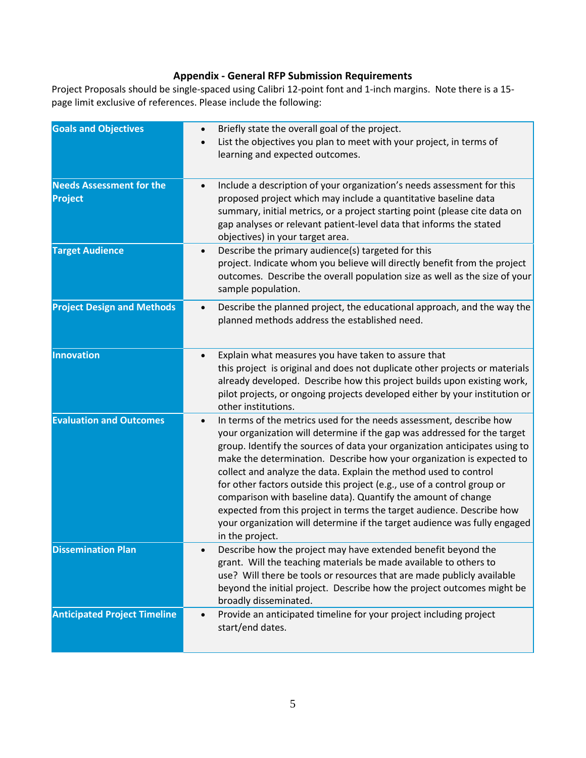**Appendix - General RFP Submission Requirements**

Project Proposals should be single-spaced using Calibri 12-point font and 1-inch margins. Note there is a 15-page limit exclusive of references. Please include the following:

| Section | Requirements |
|---|---|
| **Goals and Objectives** | • Briefly state the overall goal of the project.<br>• List the objectives you plan to meet with your project, in terms of learning and expected outcomes. |
| **Needs Assessment for the Project** | • Include a description of your organization's needs assessment for this proposed project which may include a quantitative baseline data summary, initial metrics, or a project starting point (please cite data on gap analyses or relevant patient-level data that informs the stated objectives) in your target area. |
| **Target Audience** | • Describe the primary audience(s) targeted for this project. Indicate whom you believe will directly benefit from the project outcomes. Describe the overall population size as well as the size of your sample population. |
| **Project Design and Methods** | • Describe the planned project, the educational approach, and the way the planned methods address the established need. |
| **Innovation** | • Explain what measures you have taken to assure that this project is original and does not duplicate other projects or materials already developed. Describe how this project builds upon existing work, pilot projects, or ongoing projects developed either by your institution or other institutions. |
| **Evaluation and Outcomes** | • In terms of the metrics used for the needs assessment, describe how your organization will determine if the gap was addressed for the target group. Identify the sources of data your organization anticipates using to make the determination. Describe how your organization is expected to collect and analyze the data. Explain the method used to control for other factors outside this project (e.g., use of a control group or comparison with baseline data). Quantify the amount of change expected from this project in terms the target audience. Describe how your organization will determine if the target audience was fully engaged in the project. |
| **Dissemination Plan** | • Describe how the project may have extended benefit beyond the grant. Will the teaching materials be made available to others to use? Will there be tools or resources that are made publicly available beyond the initial project. Describe how the project outcomes might be broadly disseminated. |
| **Anticipated Project Timeline** | • Provide an anticipated timeline for your project including project start/end dates. |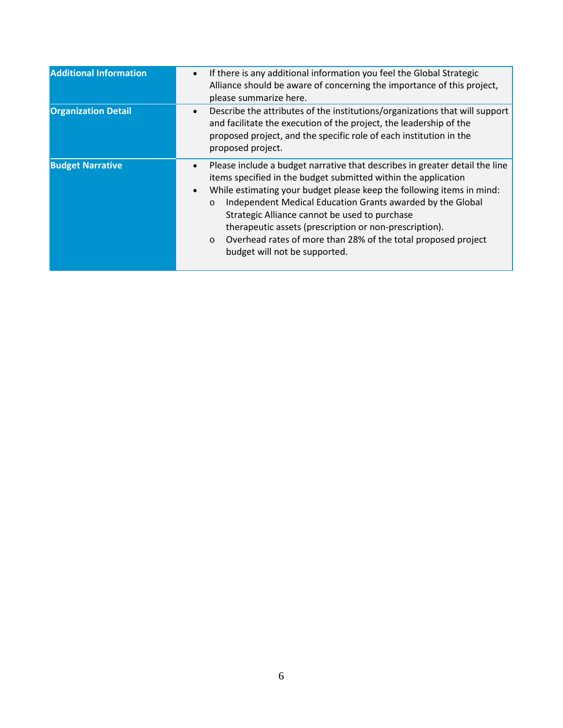| | |
|---|---|
| **Additional Information** | • If there is any additional information you feel the Global Strategic Alliance should be aware of concerning the importance of this project, please summarize here. |
| **Organization Detail** | • Describe the attributes of the institutions/organizations that will support and facilitate the execution of the project, the leadership of the proposed project, and the specific role of each institution in the proposed project. |
| **Budget Narrative** | • Please include a budget narrative that describes in greater detail the line items specified in the budget submitted within the application<br>• While estimating your budget please keep the following items in mind:<br>&nbsp;&nbsp;&nbsp;&nbsp;o Independent Medical Education Grants awarded by the Global Strategic Alliance cannot be used to purchase therapeutic assets (prescription or non-prescription).<br>&nbsp;&nbsp;&nbsp;&nbsp;o Overhead rates of more than 28% of the total proposed project budget will not be supported. |